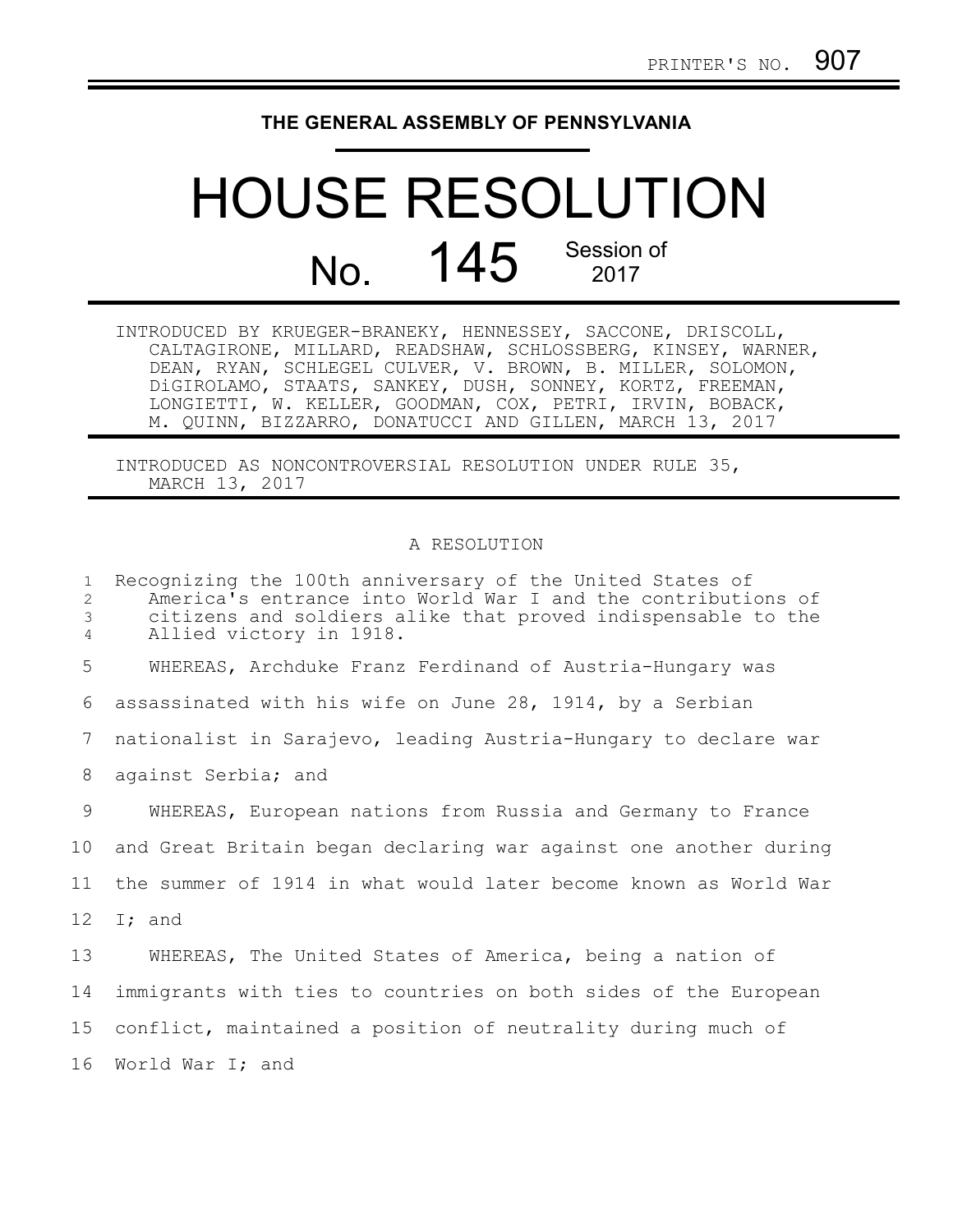PRINTER'S NO. 907

# THE GENERAL ASSEMBLY OF PENNSYLVANIA

# HOUSE RESOLUTION

## No. 145 Session of 2017

INTRODUCED BY KRUEGER-BRANEKY, HENNESSEY, SACCONE, DRISCOLL, CALTAGIRONE, MILLARD, READSHAW, SCHLOSSBERG, KINSEY, WARNER, DEAN, RYAN, SCHLEGEL CULVER, V. BROWN, B. MILLER, SOLOMON, DiGIROLAMO, STAATS, SANKEY, DUSH, SONNEY, KORTZ, FREEMAN, LONGIETTI, W. KELLER, GOODMAN, COX, PETRI, IRVIN, BOBACK, M. QUINN, BIZZARRO, DONATUCCI AND GILLEN, MARCH 13, 2017

INTRODUCED AS NONCONTROVERSIAL RESOLUTION UNDER RULE 35, MARCH 13, 2017

A RESOLUTION

Recognizing the 100th anniversary of the United States of America's entrance into World War I and the contributions of citizens and soldiers alike that proved indispensable to the Allied victory in 1918.

WHEREAS, Archduke Franz Ferdinand of Austria-Hungary was assassinated with his wife on June 28, 1914, by a Serbian nationalist in Sarajevo, leading Austria-Hungary to declare war against Serbia; and

WHEREAS, European nations from Russia and Germany to France and Great Britain began declaring war against one another during the summer of 1914 in what would later become known as World War I; and

WHEREAS, The United States of America, being a nation of immigrants with ties to countries on both sides of the European conflict, maintained a position of neutrality during much of World War I; and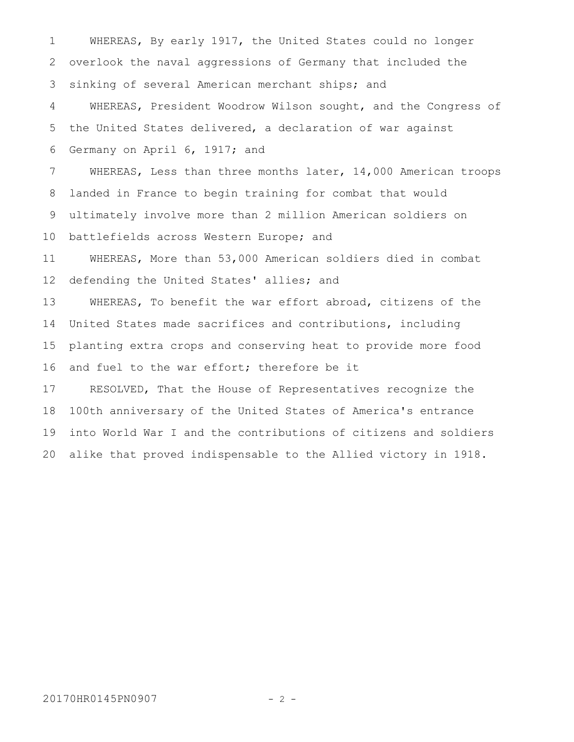WHEREAS, By early 1917, the United States could no longer overlook the naval aggressions of Germany that included the sinking of several American merchant ships; and

WHEREAS, President Woodrow Wilson sought, and the Congress of the United States delivered, a declaration of war against Germany on April 6, 1917; and

WHEREAS, Less than three months later, 14,000 American troops landed in France to begin training for combat that would ultimately involve more than 2 million American soldiers on battlefields across Western Europe; and

WHEREAS, More than 53,000 American soldiers died in combat defending the United States' allies; and

WHEREAS, To benefit the war effort abroad, citizens of the United States made sacrifices and contributions, including planting extra crops and conserving heat to provide more food and fuel to the war effort; therefore be it

RESOLVED, That the House of Representatives recognize the 100th anniversary of the United States of America's entrance into World War I and the contributions of citizens and soldiers alike that proved indispensable to the Allied victory in 1918.